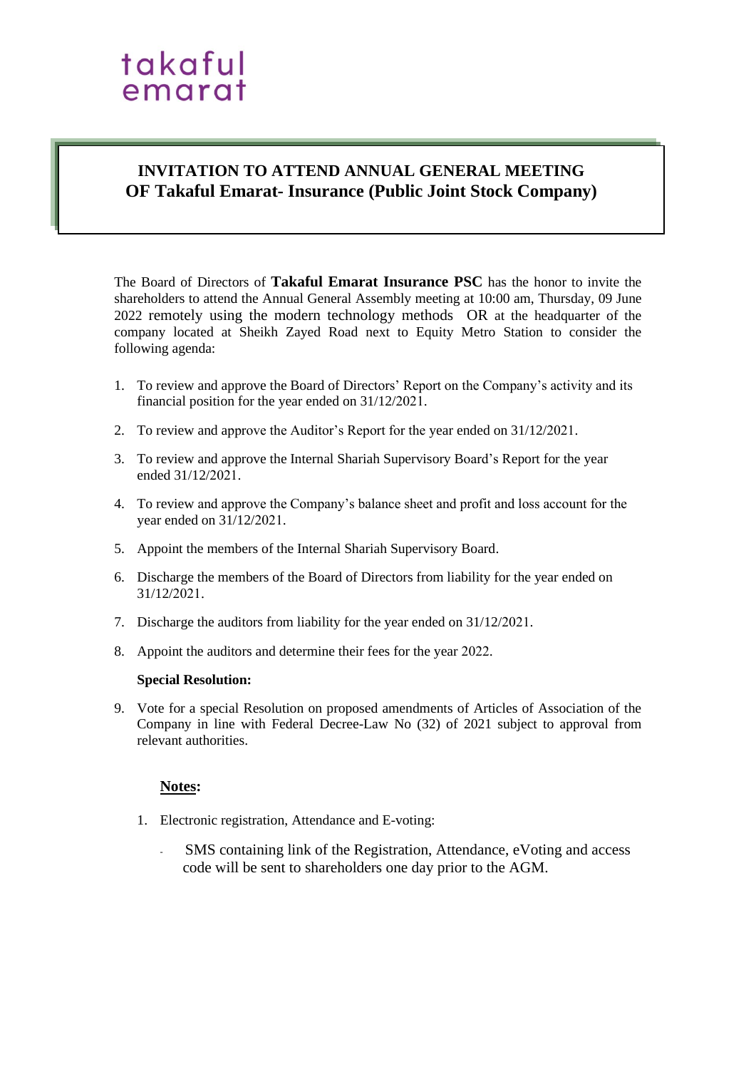takaful
emarat

# INVITATION TO ATTEND ANNUAL GENERAL MEETING OF Takaful Emarat- Insurance (Public Joint Stock Company)

The Board of Directors of **Takaful Emarat Insurance PSC** has the honor to invite the shareholders to attend the Annual General Assembly meeting at 10:00 am, Thursday, 09 June 2022 remotely using the modern technology methods OR at the headquarter of the company located at Sheikh Zayed Road next to Equity Metro Station to consider the following agenda:

1. To review and approve the Board of Directors' Report on the Company's activity and its financial position for the year ended on 31/12/2021.
2. To review and approve the Auditor's Report for the year ended on 31/12/2021.
3. To review and approve the Internal Shariah Supervisory Board's Report for the year ended 31/12/2021.
4. To review and approve the Company's balance sheet and profit and loss account for the year ended on 31/12/2021.
5. Appoint the members of the Internal Shariah Supervisory Board.
6. Discharge the members of the Board of Directors from liability for the year ended on 31/12/2021.
7. Discharge the auditors from liability for the year ended on 31/12/2021.
8. Appoint the auditors and determine their fees for the year 2022.

**Special Resolution:**

9. Vote for a special Resolution on proposed amendments of Articles of Association of the Company in line with Federal Decree-Law No (32) of 2021 subject to approval from relevant authorities.

**Notes:**

1. Electronic registration, Attendance and E-voting:
   - SMS containing link of the Registration, Attendance, eVoting and access code will be sent to shareholders one day prior to the AGM.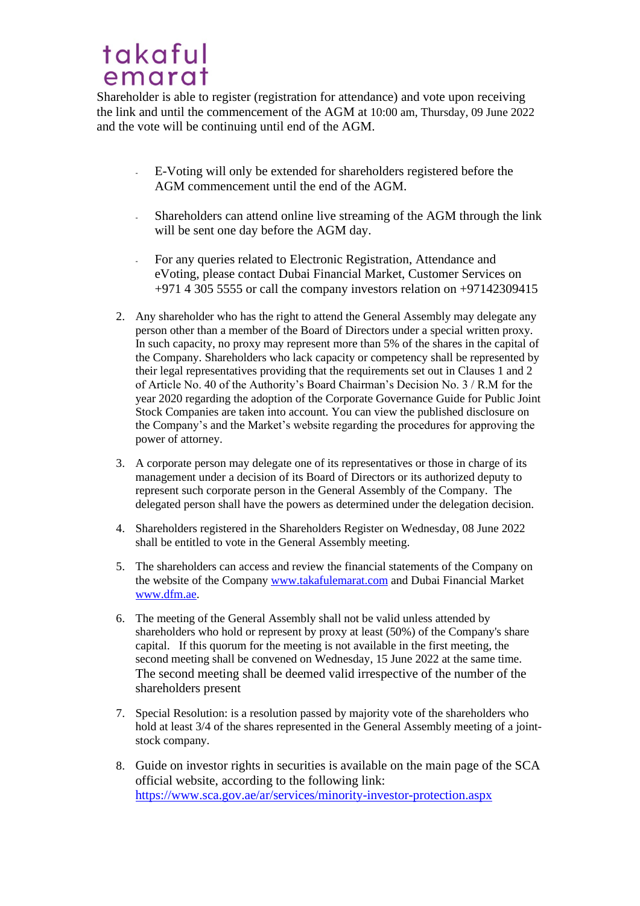Shareholder is able to register (registration for attendance) and vote upon receiving the link and until the commencement of the AGM at 10:00 am, Thursday, 09 June 2022 and the vote will be continuing until end of the AGM.

- E-Voting will only be extended for shareholders registered before the AGM commencement until the end of the AGM.
- Shareholders can attend online live streaming of the AGM through the link will be sent one day before the AGM day.
- For any queries related to Electronic Registration, Attendance and eVoting, please contact Dubai Financial Market, Customer Services on +971 4 305 5555 or call the company investors relation on +97142309415

2. Any shareholder who has the right to attend the General Assembly may delegate any person other than a member of the Board of Directors under a special written proxy. In such capacity, no proxy may represent more than 5% of the shares in the capital of the Company. Shareholders who lack capacity or competency shall be represented by their legal representatives providing that the requirements set out in Clauses 1 and 2 of Article No. 40 of the Authority's Board Chairman's Decision No. 3 / R.M for the year 2020 regarding the adoption of the Corporate Governance Guide for Public Joint Stock Companies are taken into account. You can view the published disclosure on the Company's and the Market's website regarding the procedures for approving the power of attorney.

3. A corporate person may delegate one of its representatives or those in charge of its management under a decision of its Board of Directors or its authorized deputy to represent such corporate person in the General Assembly of the Company. The delegated person shall have the powers as determined under the delegation decision.

4. Shareholders registered in the Shareholders Register on Wednesday, 08 June 2022 shall be entitled to vote in the General Assembly meeting.

5. The shareholders can access and review the financial statements of the Company on the website of the Company www.takafulemarat.com and Dubai Financial Market www.dfm.ae.

6. The meeting of the General Assembly shall not be valid unless attended by shareholders who hold or represent by proxy at least (50%) of the Company's share capital. If this quorum for the meeting is not available in the first meeting, the second meeting shall be convened on Wednesday, 15 June 2022 at the same time. The second meeting shall be deemed valid irrespective of the number of the shareholders present

7. Special Resolution: is a resolution passed by majority vote of the shareholders who hold at least 3/4 of the shares represented in the General Assembly meeting of a joint-stock company.

8. Guide on investor rights in securities is available on the main page of the SCA official website, according to the following link: https://www.sca.gov.ae/ar/services/minority-investor-protection.aspx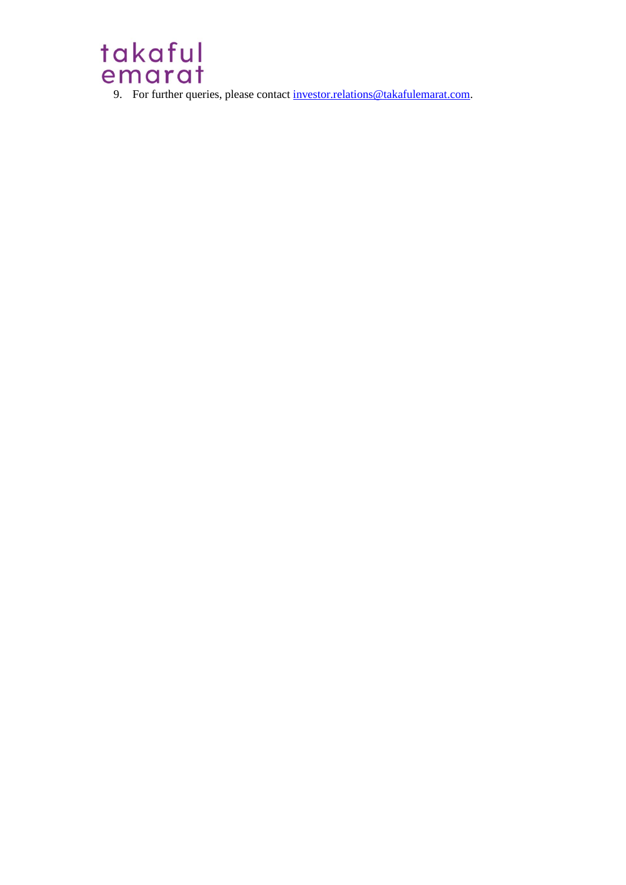9. For further queries, please contact [investor.relations@takafulemarat.com](mailto:investor.relations@takafulemarat.com).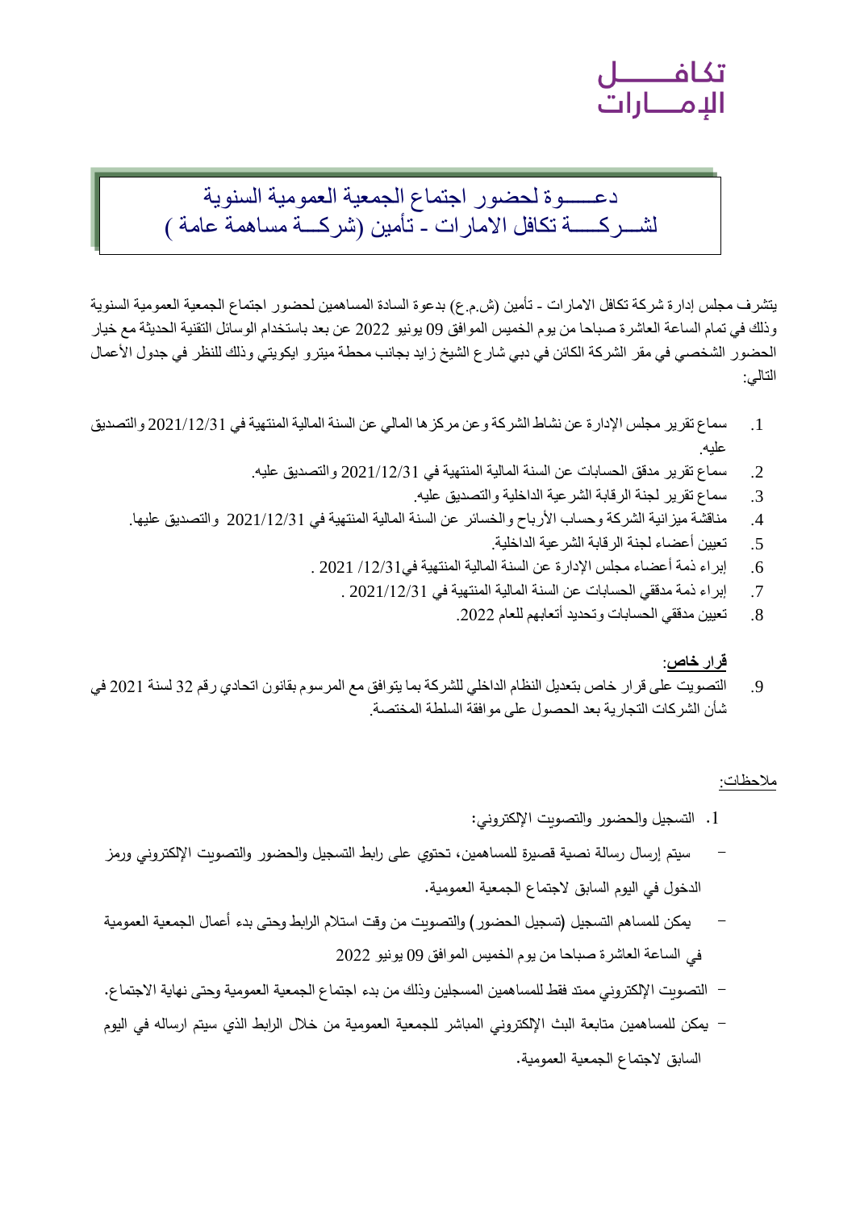تكافـــــل
الإمـــارات

# دعـــــوة لحضور اجتماع الجمعية العمومية السنوية لشـــركـــــة تكافل الامارات - تأمين (شركـــة مساهمة عامة )

يتشرف مجلس إدارة شركة تكافل الامارات - تأمين (ش.م.ع) بدعوة السادة المساهمين لحضور اجتماع الجمعية العمومية السنوية وذلك في تمام الساعة العاشرة صباحا من يوم الخميس الموافق 09 يونيو 2022 عن بعد باستخدام الوسائل التقنية الحديثة مع خيار الحضور الشخصي في مقر الشركة الكائن في دبي شارع الشيخ زايد بجانب محطة ميترو ايكويتي وذلك للنظر في جدول الأعمال التالي:

1. سماع تقرير مجلس الإدارة عن نشاط الشركة وعن مركزها المالي عن السنة المالية المنتهية في 2021/12/31 والتصديق عليه.
2. سماع تقرير مدقق الحسابات عن السنة المالية المنتهية في 2021/12/31 والتصديق عليه.
3. سماع تقرير لجنة الرقابة الشرعية الداخلية والتصديق عليه.
4. مناقشة ميزانية الشركة وحساب الأرباح والخسائر عن السنة المالية المنتهية في 2021/12/31 والتصديق عليها.
5. تعيين أعضاء لجنة الرقابة الشرعية الداخلية.
6. إبراء ذمة أعضاء مجلس الإدارة عن السنة المالية المنتهية في12/31/ 2021 .
7. إبراء ذمة مدققي الحسابات عن السنة المالية المنتهية في 2021/12/31 .
8. تعيين مدققي الحسابات وتحديد أتعابهم للعام 2022.

**<u>قرار خاص</u>:**

9. التصويت على قرار خاص بتعديل النظام الداخلي للشركة بما يتوافق مع المرسوم بقانون اتحادي رقم 32 لسنة 2021 في شأن الشركات التجارية بعد الحصول على موافقة السلطة المختصة.

<u>ملاحظات</u>:

1. التسجيل والحضور والتصويت الإلكتروني:

- سيتم إرسال رسالة نصية قصيرة للمساهمين، تحتوي على رابط التسجيل والحضور والتصويت الإلكتروني ورمز الدخول في اليوم السابق لاجتماع الجمعية العمومية.
- يمكن للمساهم التسجيل (تسجيل الحضور) والتصويت من وقت استلام الرابط وحتى بدء أعمال الجمعية العمومية في الساعة العاشرة صباحا من يوم الخميس الموافق 09 يونيو 2022
- التصويت الإلكتروني ممتد فقط للمساهمين المسجلين وذلك من بدء اجتماع الجمعية العمومية وحتى نهاية الاجتماع.
- يمكن للمساهمين متابعة البث الإلكتروني المباشر للجمعية العمومية من خلال الرابط الذي سيتم ارساله في اليوم السابق لاجتماع الجمعية العمومية.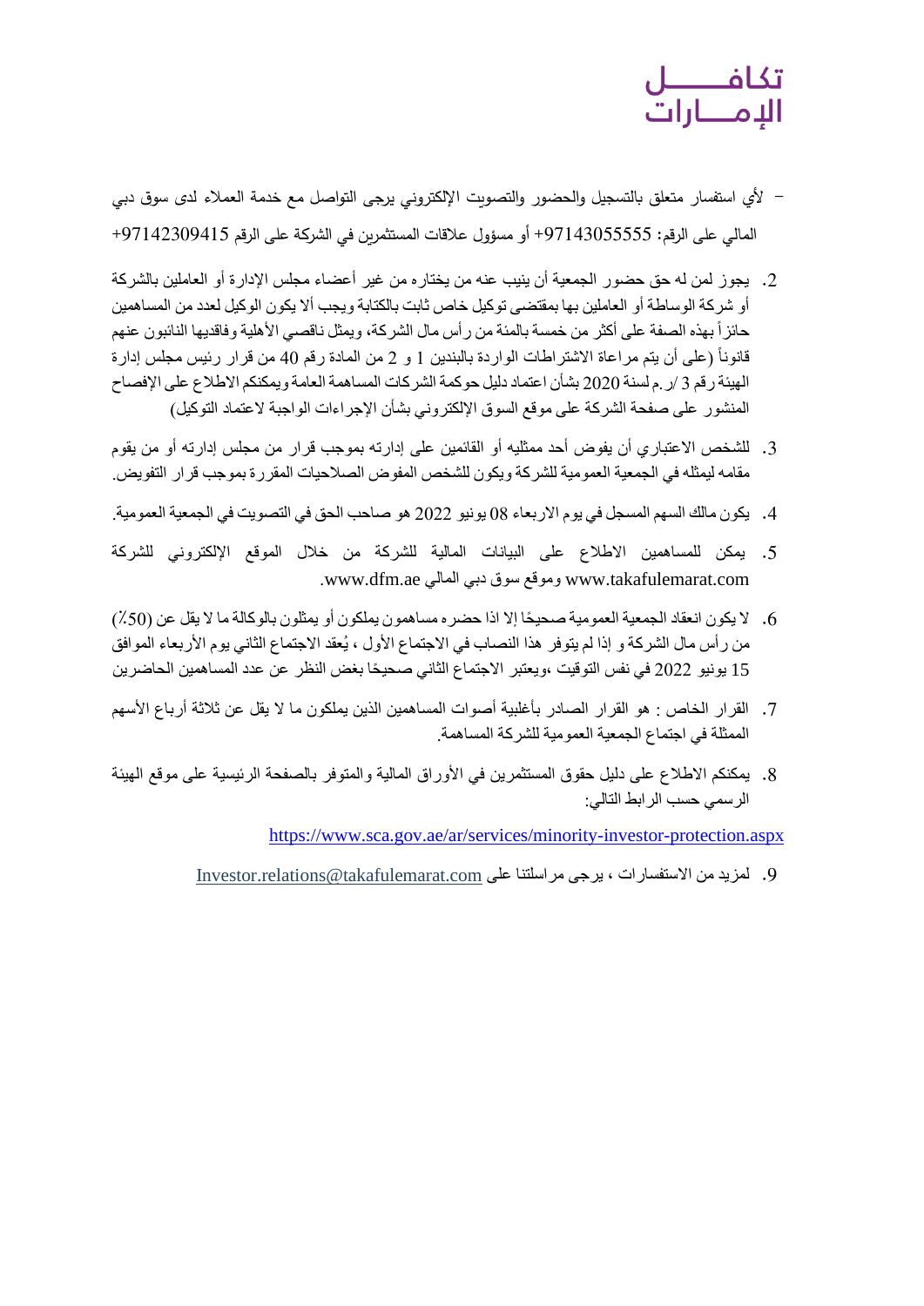- لأي استفسار متعلق بالتسجيل والحضور والتصويت الإلكتروني يرجى التواصل مع خدمة العملاء لدى سوق دبي المالي على الرقم: 97143055555+ أو مسؤول علاقات المستثمرين في الشركة على الرقم 97142309415+

2. يجوز لمن له حق حضور الجمعية أن ينيب عنه من يختاره من غير أعضاء مجلس الإدارة أو العاملين بالشركة أو شركة الوساطة أو العاملين بها بمقتضى توكيل خاص ثابت بالكتابة ويجب ألا يكون الوكيل لعدد من المساهمين حائزاً بهذه الصفة على أكثر من خمسة بالمئة من رأس مال الشركة، ويمثل ناقصي الأهلية وفاقديها النائبون عنهم قانوناً (على أن يتم مراعاة الاشتراطات الواردة بالبندين 1 و 2 من المادة رقم 40 من قرار رئيس مجلس إدارة الهيئة رقم 3 /ر.م لسنة 2020 بشأن اعتماد دليل حوكمة الشركات المساهمة العامة ويمكنكم الاطلاع على الإفصاح المنشور على صفحة الشركة على موقع السوق الإلكتروني بشأن الإجراءات الواجبة لاعتماد التوكيل)

3. للشخص الاعتباري أن يفوض أحد ممثليه أو القائمين على إدارته بموجب قرار من مجلس إدارته أو من يقوم مقامه ليمثله في الجمعية العمومية للشركة ويكون للشخص المفوض الصلاحيات المقررة بموجب قرار التفويض.

4. يكون مالك السهم المسجل في يوم الاربعاء 08 يونيو 2022 هو صاحب الحق في التصويت في الجمعية العمومية.

5. يمكن للمساهمين الاطلاع على البيانات المالية للشركة من خلال الموقع الإلكتروني للشركة www.takafulemarat.com وموقع سوق دبي المالي www.dfm.ae.

6. لا يكون انعقاد الجمعية العمومية صحيحًا إلا اذا حضره مساهمون يملكون أو يمثلون بالوكالة ما لا يقل عن (50٪) من رأس مال الشركة و إذا لم يتوفر هذا النصاب في الاجتماع الأول ، يُعقد الاجتماع الثاني يوم الأربعاء الموافق 15 يونيو 2022 في نفس التوقيت ،ويعتبر الاجتماع الثاني صحيحًا بغض النظر عن عدد المساهمين الحاضرين

7. القرار الخاص : هو القرار الصادر بأغلبية أصوات المساهمين الذين يملكون ما لا يقل عن ثلاثة أرباع الأسهم الممثلة في اجتماع الجمعية العمومية للشركة المساهمة.

8. يمكنكم الاطلاع على دليل حقوق المستثمرين في الأوراق المالية والمتوفر بالصفحة الرئيسية على موقع الهيئة الرسمي حسب الرابط التالي:

https://www.sca.gov.ae/ar/services/minority-investor-protection.aspx

9. لمزيد من الاستفسارات ، يرجى مراسلتنا على Investor.relations@takafulemarat.com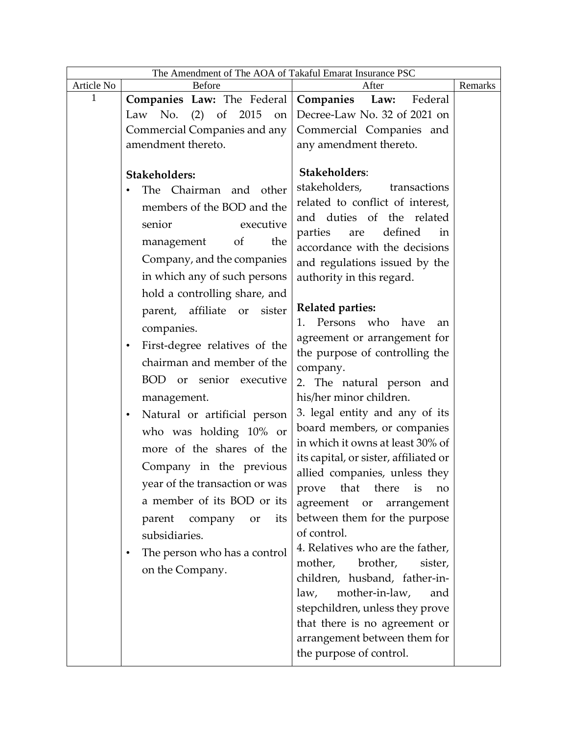| The Amendment of The AOA of Takaful Emarat Insurance PSC | | | |
|---|---|---|---|
| Article No | Before | After | Remarks |
| 1 | **Companies Law:** The Federal Law No. (2) of 2015 on Commercial Companies and any amendment thereto.<br><br>**Stakeholders:**<br>• The Chairman and other members of the BOD and the senior executive management of the Company, and the companies in which any of such persons hold a controlling share, and parent, affiliate or sister companies.<br>• First-degree relatives of the chairman and member of the BOD or senior executive management.<br>• Natural or artificial person who was holding 10% or more of the shares of the Company in the previous year of the transaction or was a member of its BOD or its parent company or its subsidiaries.<br>• The person who has a control on the Company. | **Companies Law:** Federal Decree-Law No. 32 of 2021 on Commercial Companies and any amendment thereto.<br><br>**Stakeholders**: stakeholders, transactions related to conflict of interest, and duties of the related parties are defined in accordance with the decisions and regulations issued by the authority in this regard.<br><br>**Related parties:**<br>1. Persons who have an agreement or arrangement for the purpose of controlling the company.<br>2. The natural person and his/her minor children.<br>3. legal entity and any of its board members, or companies in which it owns at least 30% of its capital, or sister, affiliated or allied companies, unless they prove that there is no agreement or arrangement between them for the purpose of control.<br>4. Relatives who are the father, mother, brother, sister, children, husband, father-in-law, mother-in-law, and stepchildren, unless they prove that there is no agreement or arrangement between them for the purpose of control. | |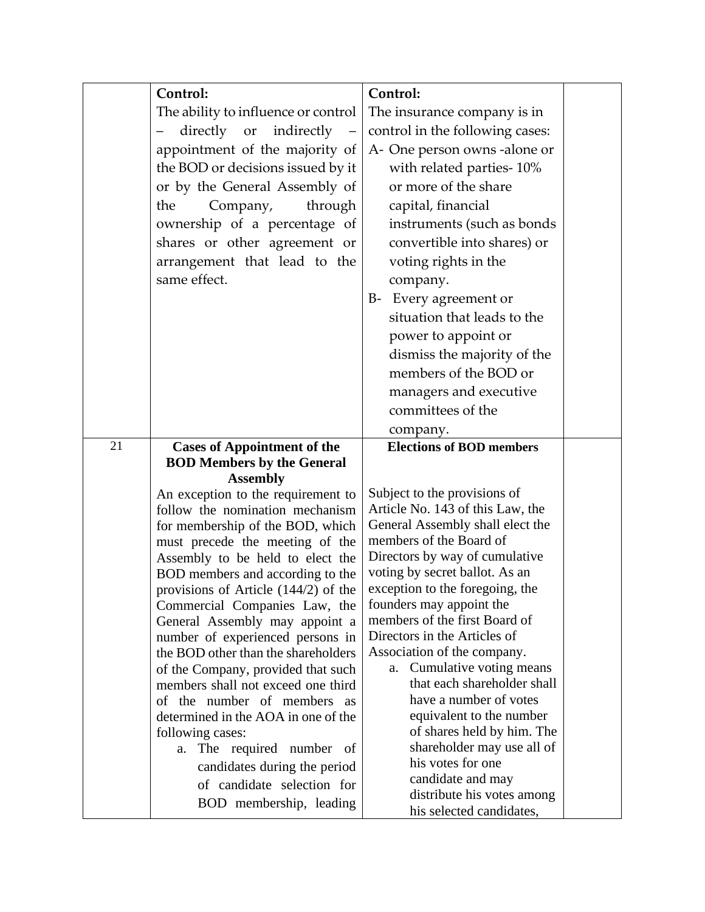|  |  |  |  |
|---|---|---|---|
|  | **Control:**<br>The ability to influence or control – directly or indirectly – appointment of the majority of the BOD or decisions issued by it or by the General Assembly of the Company, through ownership of a percentage of shares or other agreement or arrangement that lead to the same effect. | **Control:**<br>The insurance company is in control in the following cases:<br>A- One person owns -alone or with related parties- 10% or more of the share capital, financial instruments (such as bonds convertible into shares) or voting rights in the company.<br>B- Every agreement or situation that leads to the power to appoint or dismiss the majority of the members of the BOD or managers and executive committees of the company. |  |
| 21 | **Cases of Appointment of the BOD Members by the General Assembly**<br>An exception to the requirement to follow the nomination mechanism for membership of the BOD, which must precede the meeting of the Assembly to be held to elect the BOD members and according to the provisions of Article (144/2) of the Commercial Companies Law, the General Assembly may appoint a number of experienced persons in the BOD other than the shareholders of the Company, provided that such members shall not exceed one third of the number of members as determined in the AOA in one of the following cases:<br>a. The required number of candidates during the period of candidate selection for BOD membership, leading | **Elections of BOD members**<br>Subject to the provisions of Article No. 143 of this Law, the General Assembly shall elect the members of the Board of Directors by way of cumulative voting by secret ballot. As an exception to the foregoing, the founders may appoint the members of the first Board of Directors in the Articles of Association of the company.<br>a. Cumulative voting means that each shareholder shall have a number of votes equivalent to the number of shares held by him. The shareholder may use all of his votes for one candidate and may distribute his votes among his selected candidates, |  |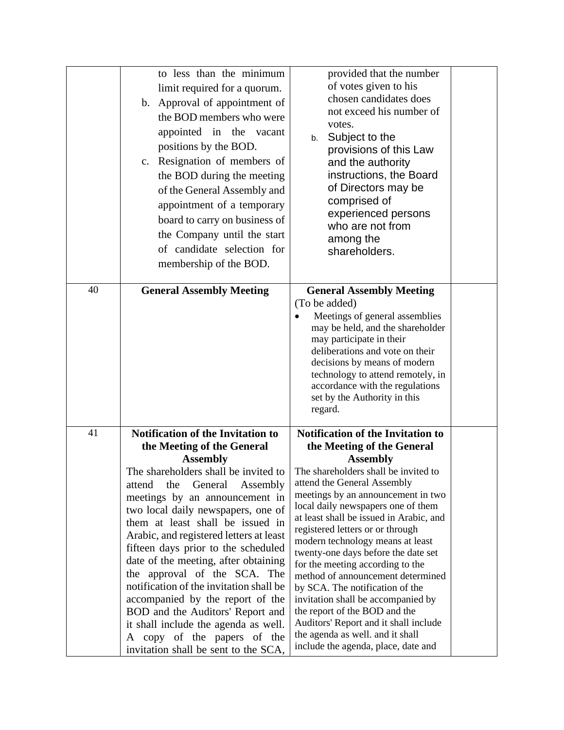| | | | |
|---|---|---|---|
| | to less than the minimum limit required for a quorum.<br>b. Approval of appointment of the BOD members who were appointed in the vacant positions by the BOD.<br>c. Resignation of members of the BOD during the meeting of the General Assembly and appointment of a temporary board to carry on business of the Company until the start of candidate selection for membership of the BOD. | provided that the number of votes given to his chosen candidates does not exceed his number of votes.<br>b. Subject to the provisions of this Law and the authority instructions, the Board of Directors may be comprised of experienced persons who are not from among the shareholders. | |
| 40 | **General Assembly Meeting** | **General Assembly Meeting**<br>(To be added)<br>• Meetings of general assemblies may be held, and the shareholder may participate in their deliberations and vote on their decisions by means of modern technology to attend remotely, in accordance with the regulations set by the Authority in this regard. | |
| 41 | **Notification of the Invitation to the Meeting of the General Assembly**<br>The shareholders shall be invited to attend the General Assembly meetings by an announcement in two local daily newspapers, one of them at least shall be issued in Arabic, and registered letters at least fifteen days prior to the scheduled date of the meeting, after obtaining the approval of the SCA. The notification of the invitation shall be accompanied by the report of the BOD and the Auditors' Report and it shall include the agenda as well. A copy of the papers of the invitation shall be sent to the SCA, | **Notification of the Invitation to the Meeting of the General Assembly**<br>The shareholders shall be invited to attend the General Assembly meetings by an announcement in two local daily newspapers one of them at least shall be issued in Arabic, and registered letters or or through modern technology means at least twenty-one days before the date set for the meeting according to the method of announcement determined by SCA. The notification of the invitation shall be accompanied by the report of the BOD and the Auditors' Report and it shall include the agenda as well. and it shall include the agenda, place, date and | |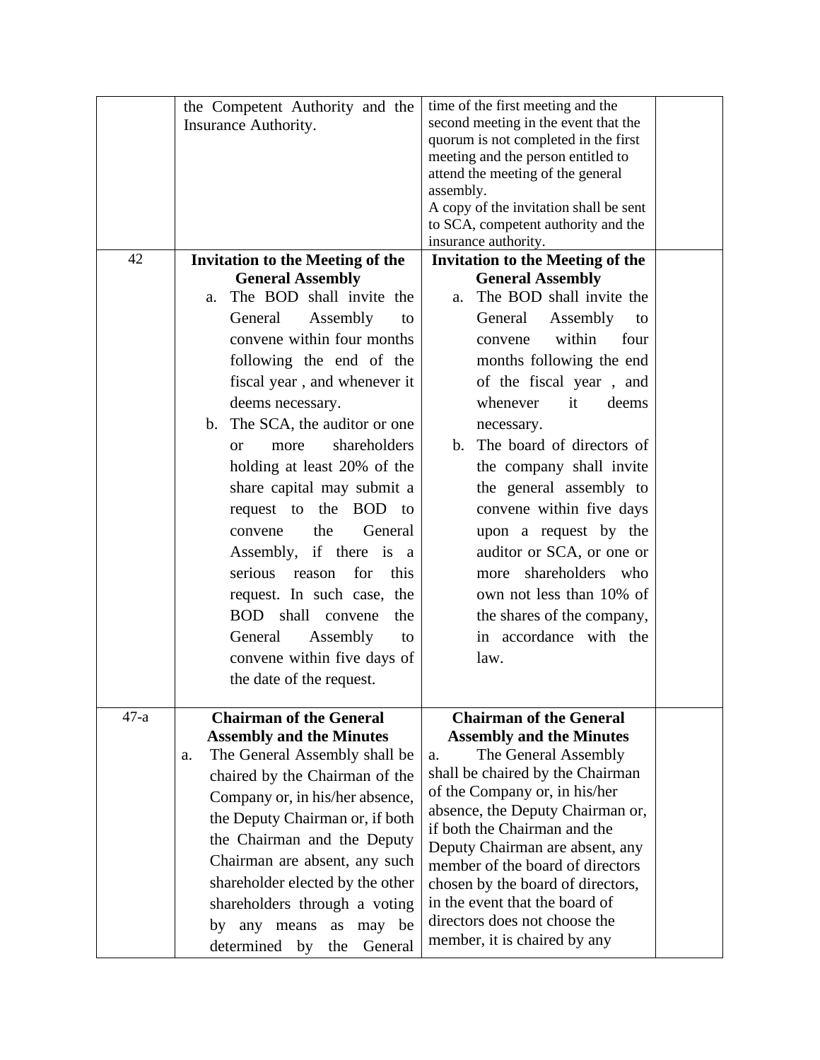| | | | |
|---|---|---|---|
| | the Competent Authority and the Insurance Authority. | time of the first meeting and the second meeting in the event that the quorum is not completed in the first meeting and the person entitled to attend the meeting of the general assembly.<br>A copy of the invitation shall be sent to SCA, competent authority and the insurance authority. | |
| 42 | **Invitation to the Meeting of the General Assembly**<br>a. The BOD shall invite the General Assembly to convene within four months following the end of the fiscal year , and whenever it deems necessary.<br>b. The SCA, the auditor or one or more shareholders holding at least 20% of the share capital may submit a request to the BOD to convene the General Assembly, if there is a serious reason for this request. In such case, the BOD shall convene the General Assembly to convene within five days of the date of the request. | **Invitation to the Meeting of the General Assembly**<br>a. The BOD shall invite the General Assembly to convene within four months following the end of the fiscal year , and whenever it deems necessary.<br>b. The board of directors of the company shall invite the general assembly to convene within five days upon a request by the auditor or SCA, or one or more shareholders who own not less than 10% of the shares of the company, in accordance with the law. | |
| 47-a | **Chairman of the General Assembly and the Minutes**<br>a. The General Assembly shall be chaired by the Chairman of the Company or, in his/her absence, the Deputy Chairman or, if both the Chairman and the Deputy Chairman are absent, any such shareholder elected by the other shareholders through a voting by any means as may be determined by the General | **Chairman of the General Assembly and the Minutes**<br>a. The General Assembly shall be chaired by the Chairman of the Company or, in his/her absence, the Deputy Chairman or, if both the Chairman and the Deputy Chairman are absent, any member of the board of directors chosen by the board of directors, in the event that the board of directors does not choose the member, it is chaired by any | |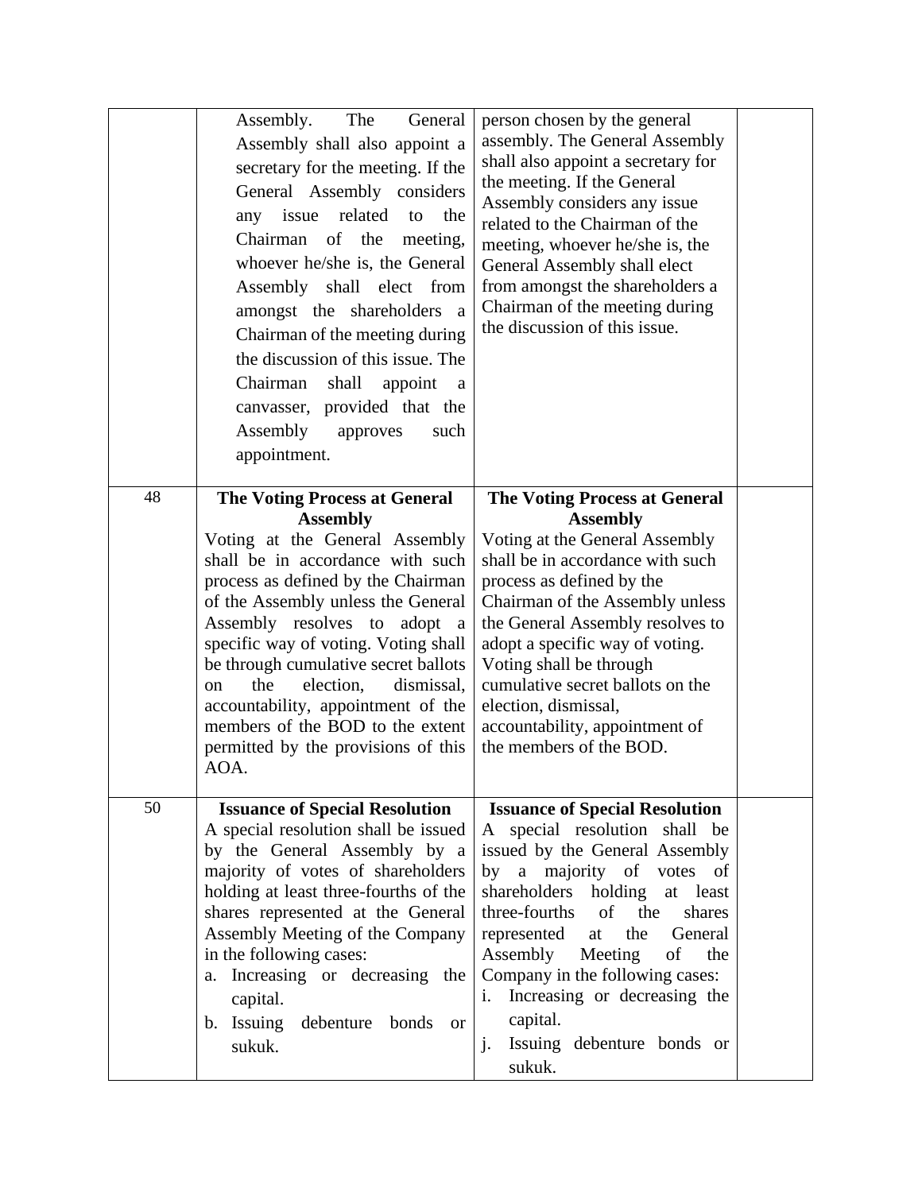| | | | |
|---|---|---|---|
| | Assembly. The General Assembly shall also appoint a secretary for the meeting. If the General Assembly considers any issue related to the Chairman of the meeting, whoever he/she is, the General Assembly shall elect from amongst the shareholders a Chairman of the meeting during the discussion of this issue. The Chairman shall appoint a canvasser, provided that the Assembly approves such appointment. | person chosen by the general assembly. The General Assembly shall also appoint a secretary for the meeting. If the General Assembly considers any issue related to the Chairman of the meeting, whoever he/she is, the General Assembly shall elect from amongst the shareholders a Chairman of the meeting during the discussion of this issue. | |
| 48 | **The Voting Process at General Assembly**<br>Voting at the General Assembly shall be in accordance with such process as defined by the Chairman of the Assembly unless the General Assembly resolves to adopt a specific way of voting. Voting shall be through cumulative secret ballots on the election, dismissal, accountability, appointment of the members of the BOD to the extent permitted by the provisions of this AOA. | **The Voting Process at General Assembly**<br>Voting at the General Assembly shall be in accordance with such process as defined by the Chairman of the Assembly unless the General Assembly resolves to adopt a specific way of voting. Voting shall be through cumulative secret ballots on the election, dismissal, accountability, appointment of the members of the BOD. | |
| 50 | **Issuance of Special Resolution**<br>A special resolution shall be issued by the General Assembly by a majority of votes of shareholders holding at least three-fourths of the shares represented at the General Assembly Meeting of the Company in the following cases:<br>a. Increasing or decreasing the capital.<br>b. Issuing debenture bonds or sukuk. | **Issuance of Special Resolution**<br>A special resolution shall be issued by the General Assembly by a majority of votes of shareholders holding at least three-fourths of the shares represented at the General Assembly Meeting of the Company in the following cases:<br>i. Increasing or decreasing the capital.<br>j. Issuing debenture bonds or sukuk. | |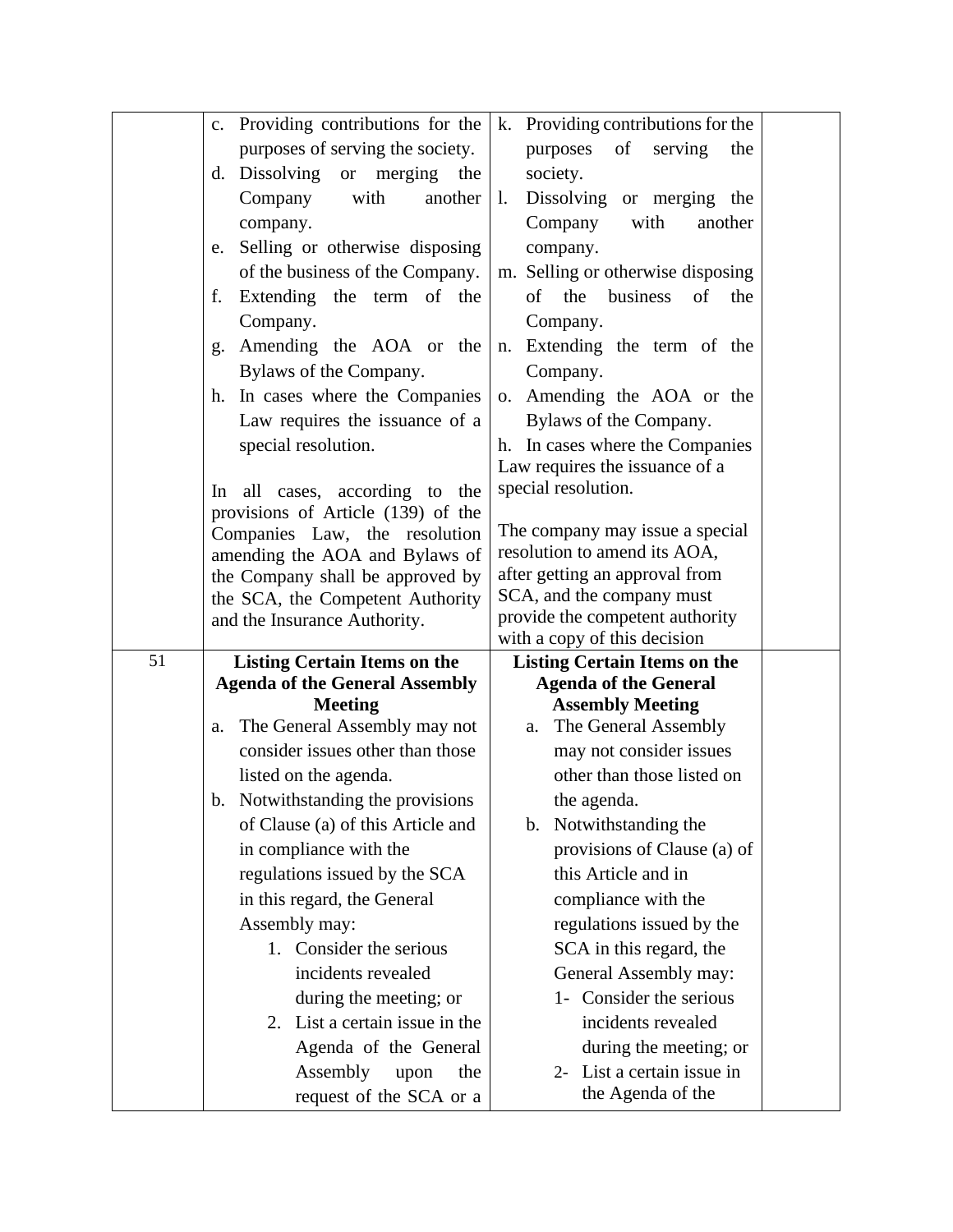| | | | |
|---|---|---|---|
| | c. Providing contributions for the purposes of serving the society.<br>d. Dissolving or merging the Company with another company.<br>e. Selling or otherwise disposing of the business of the Company.<br>f. Extending the term of the Company.<br>g. Amending the AOA or the Bylaws of the Company.<br>h. In cases where the Companies Law requires the issuance of a special resolution.<br><br>In all cases, according to the provisions of Article (139) of the Companies Law, the resolution amending the AOA and Bylaws of the Company shall be approved by the SCA, the Competent Authority and the Insurance Authority. | k. Providing contributions for the purposes of serving the society.<br>l. Dissolving or merging the Company with another company.<br>m. Selling or otherwise disposing of the business of the Company.<br>n. Extending the term of the Company.<br>o. Amending the AOA or the Bylaws of the Company.<br>h. In cases where the Companies Law requires the issuance of a special resolution.<br><br>The company may issue a special resolution to amend its AOA, after getting an approval from SCA, and the company must provide the competent authority with a copy of this decision | |
| 51 | **Listing Certain Items on the Agenda of the General Assembly Meeting**<br>a. The General Assembly may not consider issues other than those listed on the agenda.<br>b. Notwithstanding the provisions of Clause (a) of this Article and in compliance with the regulations issued by the SCA in this regard, the General Assembly may:<br>1. Consider the serious incidents revealed during the meeting; or<br>2. List a certain issue in the Agenda of the General Assembly upon the request of the SCA or a | **Listing Certain Items on the Agenda of the General Assembly Meeting**<br>a. The General Assembly may not consider issues other than those listed on the agenda.<br>b. Notwithstanding the provisions of Clause (a) of this Article and in compliance with the regulations issued by the SCA in this regard, the General Assembly may:<br>1- Consider the serious incidents revealed during the meeting; or<br>2- List a certain issue in the Agenda of the | |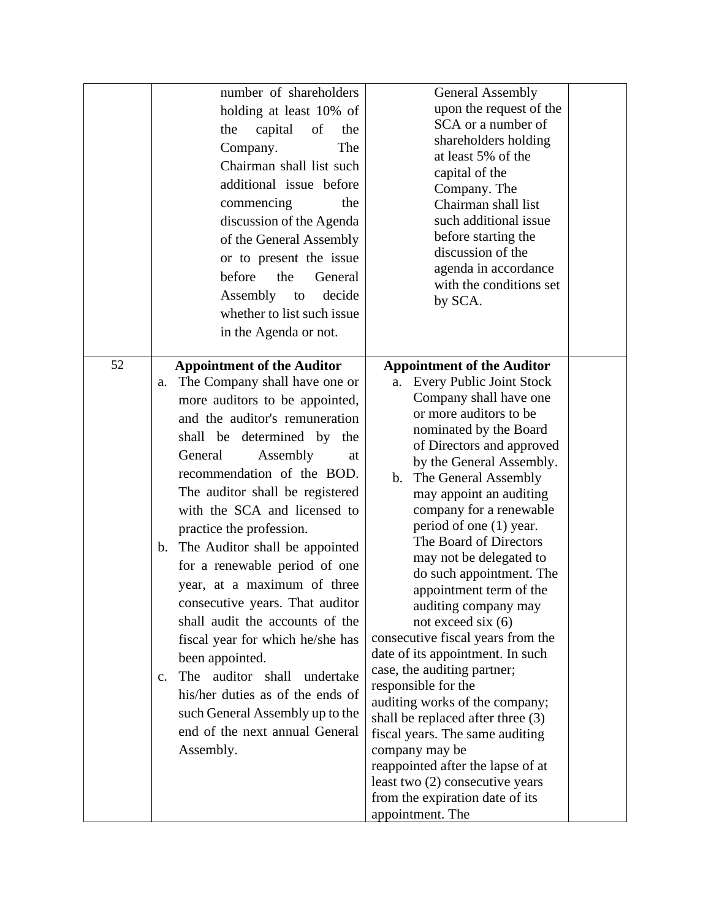| | | | |
|---|---|---|---|
| | number of shareholders holding at least 10% of the capital of the Company. The Chairman shall list such additional issue before commencing the discussion of the Agenda of the General Assembly or to present the issue before the General Assembly to decide whether to list such issue in the Agenda or not. | General Assembly upon the request of the SCA or a number of shareholders holding at least 5% of the capital of the Company. The Chairman shall list such additional issue before starting the discussion of the agenda in accordance with the conditions set by SCA. | |
| 52 | **Appointment of the Auditor**<br>a. The Company shall have one or more auditors to be appointed, and the auditor's remuneration shall be determined by the General Assembly at recommendation of the BOD. The auditor shall be registered with the SCA and licensed to practice the profession.<br>b. The Auditor shall be appointed for a renewable period of one year, at a maximum of three consecutive years. That auditor shall audit the accounts of the fiscal year for which he/she has been appointed.<br>c. The auditor shall undertake his/her duties as of the ends of such General Assembly up to the end of the next annual General Assembly. | **Appointment of the Auditor**<br>a. Every Public Joint Stock Company shall have one or more auditors to be nominated by the Board of Directors and approved by the General Assembly.<br>b. The General Assembly may appoint an auditing company for a renewable period of one (1) year. The Board of Directors may not be delegated to do such appointment. The appointment term of the auditing company may not exceed six (6) consecutive fiscal years from the date of its appointment. In such case, the auditing partner; responsible for the auditing works of the company; shall be replaced after three (3) fiscal years. The same auditing company may be reappointed after the lapse of at least two (2) consecutive years from the expiration date of its appointment. The | |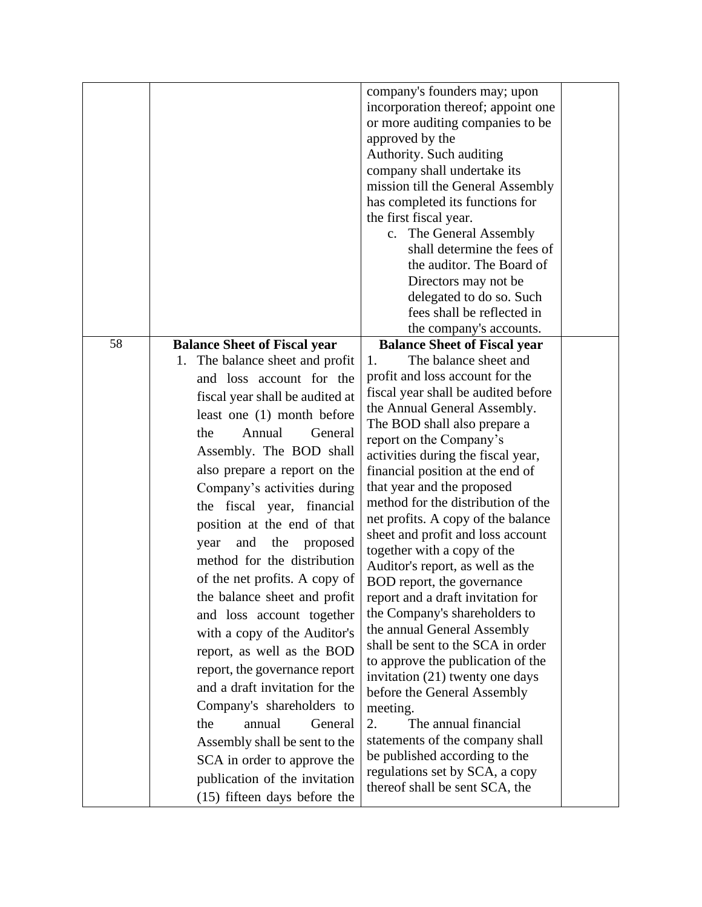|  |  |  |  |
|---|---|---|---|
|  |  | company's founders may; upon incorporation thereof; appoint one or more auditing companies to be approved by the Authority. Such auditing company shall undertake its mission till the General Assembly has completed its functions for the first fiscal year.<br>c. The General Assembly shall determine the fees of the auditor. The Board of Directors may not be delegated to do so. Such fees shall be reflected in the company's accounts. |  |
| 58 | **Balance Sheet of Fiscal year**<br>1. The balance sheet and profit and loss account for the fiscal year shall be audited at least one (1) month before the Annual General Assembly. The BOD shall also prepare a report on the Company's activities during the fiscal year, financial position at the end of that year and the proposed method for the distribution of the net profits. A copy of the balance sheet and profit and loss account together with a copy of the Auditor's report, as well as the BOD report, the governance report and a draft invitation for the Company's shareholders to the annual General Assembly shall be sent to the SCA in order to approve the publication of the invitation (15) fifteen days before the | **Balance Sheet of Fiscal year**<br>1. The balance sheet and profit and loss account for the fiscal year shall be audited before the Annual General Assembly. The BOD shall also prepare a report on the Company's activities during the fiscal year, financial position at the end of that year and the proposed method for the distribution of the net profits. A copy of the balance sheet and profit and loss account together with a copy of the Auditor's report, as well as the BOD report, the governance report and a draft invitation for the Company's shareholders to the annual General Assembly shall be sent to the SCA in order to approve the publication of the invitation (21) twenty one days before the General Assembly meeting.<br>2. The annual financial statements of the company shall be published according to the regulations set by SCA, a copy thereof shall be sent SCA, the |  |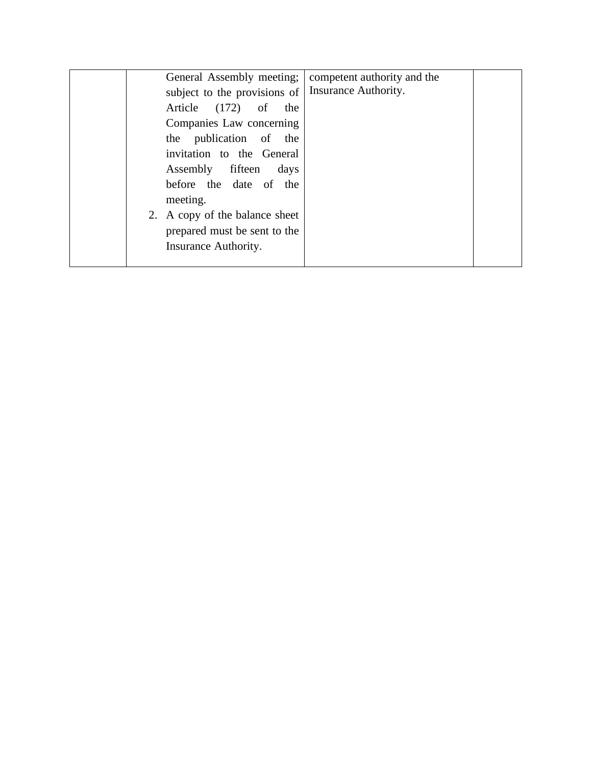| | | | |
|---|---|---|---|
| | General Assembly meeting; subject to the provisions of Article (172) of the Companies Law concerning the publication of the invitation to the General Assembly fifteen days before the date of the meeting.<br>2. A copy of the balance sheet prepared must be sent to the Insurance Authority. | competent authority and the Insurance Authority. | |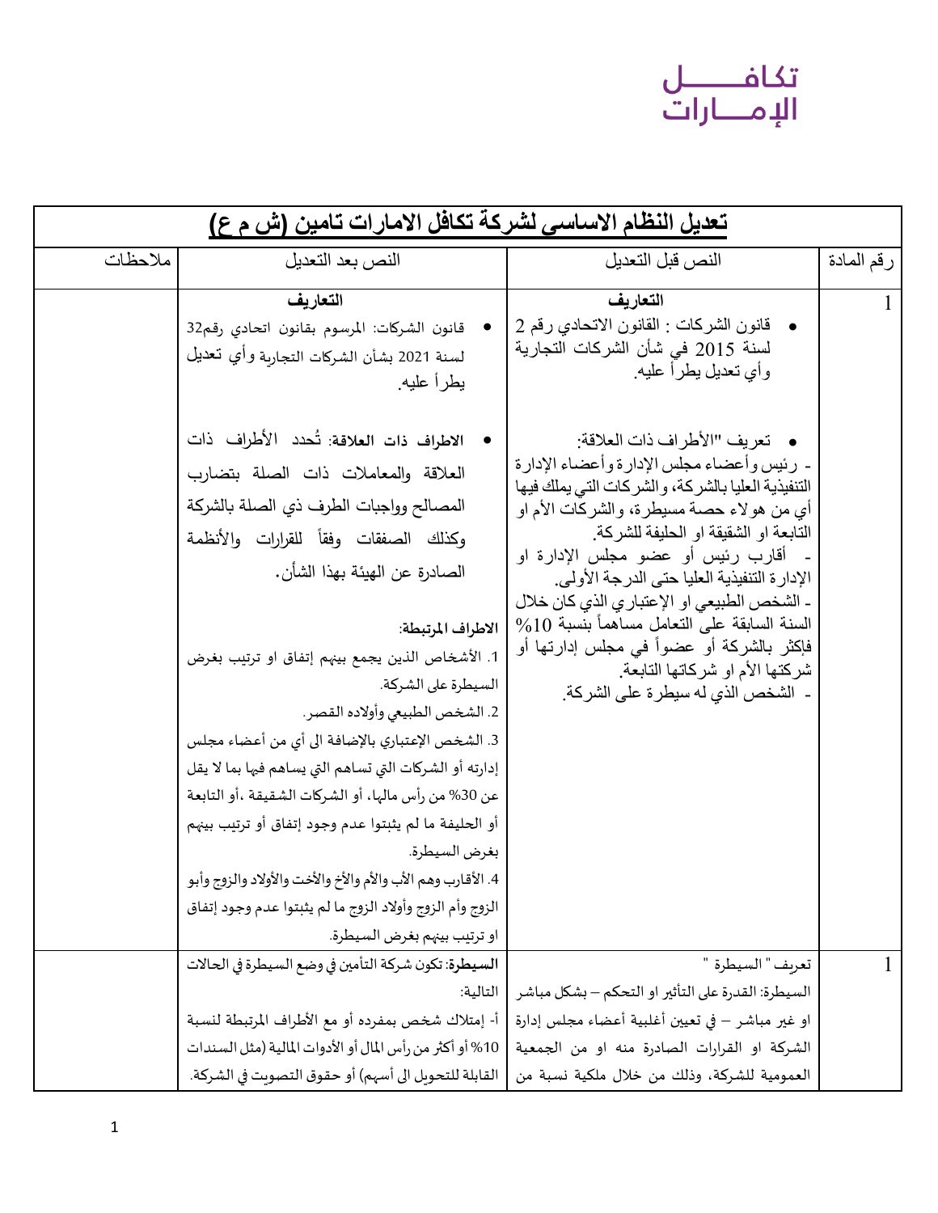تكافـــــل
الإمـــارات

| تعديل النظام الاساسي لشركة تكافل الامارات تامين (ش م ع) | | | |
|---|---|---|---|
| رقم المادة | النص قبل التعديل | النص بعد التعديل | ملاحظات |
| 1 | **التعاريف**<br>• قانون الشركات : القانون الاتحادي رقم 2 لسنة 2015 في شأن الشركات التجارية وأي تعديل يطرأ عليه.<br><br>• تعريف "الأطراف ذات العلاقة:<br>- رئيس وأعضاء مجلس الإدارة وأعضاء الإدارة التنفيذية العليا بالشركة، والشركات التي يملك فيها أي من هولاء حصة مسيطرة، والشركات الأم او التابعة او الشقيقة او الحليفة للشركة.<br>- أقارب رئيس أو عضو مجلس الإدارة او الإدارة التنفيذية العليا حتى الدرجة الأولى.<br>- الشخص الطبيعي او الإعتباري الذي كان خلال السنة السابقة على التعامل مساهماً بنسبة 10% فإكثر بالشركة أو عضواً في مجلس إدارتها أو شركتها الأم او شركاتها التابعة.<br>- الشخص الذي له سيطرة على الشركة. | **التعاريف**<br>• قانون الشركات: المرسوم بقانون اتحادي رقم32 لسنة 2021 بشأن الشركات التجارية وأي تعديل يطرأ عليه.<br><br>• **الاطراف ذات العلاقة**: تُحدد الأطراف ذات العلاقة والمعاملات ذات الصلة بتضارب المصالح وواجبات الطرف ذي الصلة بالشركة وكذلك الصفقات وفقاً للقرارات والأنظمة الصادرة عن الهيئة بهذا الشأن.<br><br>**الاطراف المرتبطة**:<br>1. الأشخاص الذين يجمع بينهم إتفاق او ترتيب بغرض السيطرة على الشركة.<br>2. الشخص الطبيعي وأولاده القصر.<br>3. الشخص الإعتباري بالإضافة الى أي من أعضاء مجلس إدارته أو الشركات التي تساهم التي يساهم فيها بما لا يقل عن 30% من رأس مالها، أو الشركات الشقيقة ،أو التابعة أو الحليفة ما لم يثبتوا عدم وجود إتفاق أو ترتيب بينهم بغرض السيطرة.<br>4. الأقارب وهم الأب والأم والأخ والأخت والأولاد والزوج وأبو الزوج وأم الزوج وأولاد الزوج ما لم يثبتوا عدم وجود إتفاق او ترتيب بينهم بغرض السيطرة. | |
| 1 | تعريف " السيطرة "<br>السيطرة: القدرة على التأثير او التحكم – بشكل مباشر او غير مباشر – في تعيين أغلبية أعضاء مجلس إدارة الشركة او القرارات الصادرة منه او من الجمعية العمومية للشركة، وذلك من خلال ملكية نسبة من | **السيطرة**: تكون شركة التأمين في وضع السيطرة في الحالات التالية:<br>أ- إمتلاك شخص بمفرده أو مع الأطراف المرتبطة لنسبة 10% أو أكثر من رأس المال أو الأدوات المالية (مثل السندات القابلة للتحويل الى أسهم) أو حقوق التصويت في الشركة. | |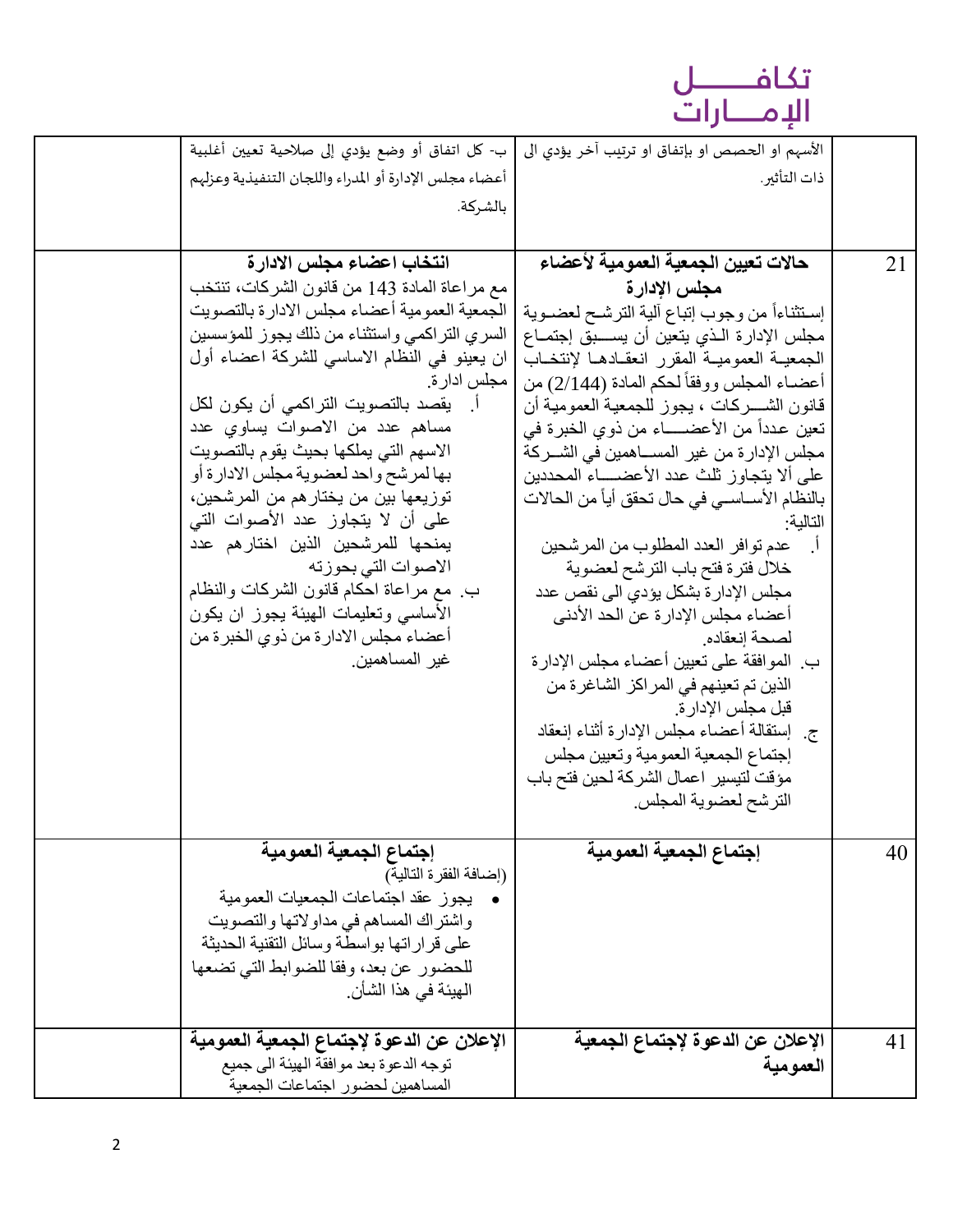| | | | |
|---|---|---|---|
| | الأسهم او الحصص او بإتفاق او ترتيب آخر يؤدي الى ذات التأثير. | ب- كل اتفاق أو وضع يؤدي إلى صلاحية تعيين أغلبية أعضاء مجلس الإدارة أو المدراء واللجان التنفيذية وعزلهم بالشركة. | |
| 21 | **حالات تعيين الجمعية العمومية لأعضاء مجلس الإدارة**<br>إستثناءاً من وجوب إتباع آلية الترشح لعضوية مجلس الإدارة الذي يتعين أن يسبق إجتماع الجمعية العمومية المقرر انعقادها لانتخاب أعضاء المجلس ووفقاً لحكم المادة (2/144) من قانون الشركات ، يجوز للجمعية العمومية أن تعين عدداً من الأعضاء من ذوي الخبرة في مجلس الإدارة من غير المساهمين في الشركة على ألا يتجاوز ثلث عدد الأعضاء المحددين بالنظام الأساسي في حال تحقق أياً من الحالات التالية:<br>أ. عدم توافر العدد المطلوب من المرشحين خلال فترة فتح باب الترشح لعضوية مجلس الإدارة بشكل يؤدي الى نقص عدد أعضاء مجلس الإدارة عن الحد الأدنى لصحة إنعقاده.<br>ب. الموافقة على تعيين أعضاء مجلس الإدارة الذين تم تعينهم في المراكز الشاغرة من قبل مجلس الإدارة.<br>ج. إستقالة أعضاء مجلس الإدارة أثناء إنعقاد إجتماع الجمعية العمومية وتعيين مجلس مؤقت لتيسير اعمال الشركة لحين فتح باب الترشح لعضوية المجلس. | **انتخاب اعضاء مجلس الادارة**<br>مع مراعاة المادة 143 من قانون الشركات، تنتخب الجمعية العمومية أعضاء مجلس الادارة بالتصويت السري التراكمي واستثناء من ذلك يجوز للمؤسسين ان يعينو في النظام الاساسي للشركة اعضاء أول مجلس ادارة.<br>أ. يقصد بالتصويت التراكمي أن يكون لكل مساهم عدد من الاصوات يساوي عدد الاسهم التي يملكها بحيث يقوم بالتصويت بها لمرشح واحد لعضوية مجلس الادارة أو توزيعها بين من يختارهم من المرشحين، على أن لا يتجاوز عدد الأصوات التي يمنحها للمرشحين الذين اختارهم عدد الاصوات التي بحوزته<br>ب. مع مراعاة احكام قانون الشركات والنظام الأساسي وتعليمات الهيئة يجوز ان يكون أعضاء مجلس الادارة من ذوي الخبرة من غير المساهمين. | |
| 40 | **إجتماع الجمعية العمومية** | **إجتماع الجمعية العمومية**<br>(إضافة الفقرة التالية)<br>• يجوز عقد اجتماعات الجمعيات العمومية واشتراك المساهم في مداولاتها والتصويت على قراراتها بواسطة وسائل التقنية الحديثة للحضور عن بعد، وفقا للضوابط التي تضعها الهيئة في هذا الشأن. | |
| 41 | **الإعلان عن الدعوة لإجتماع الجمعية العمومية** | **الإعلان عن الدعوة لإجتماع الجمعية العمومية**<br>توجه الدعوة بعد موافقة الهيئة الى جميع المساهمين لحضور اجتماعات الجمعية | |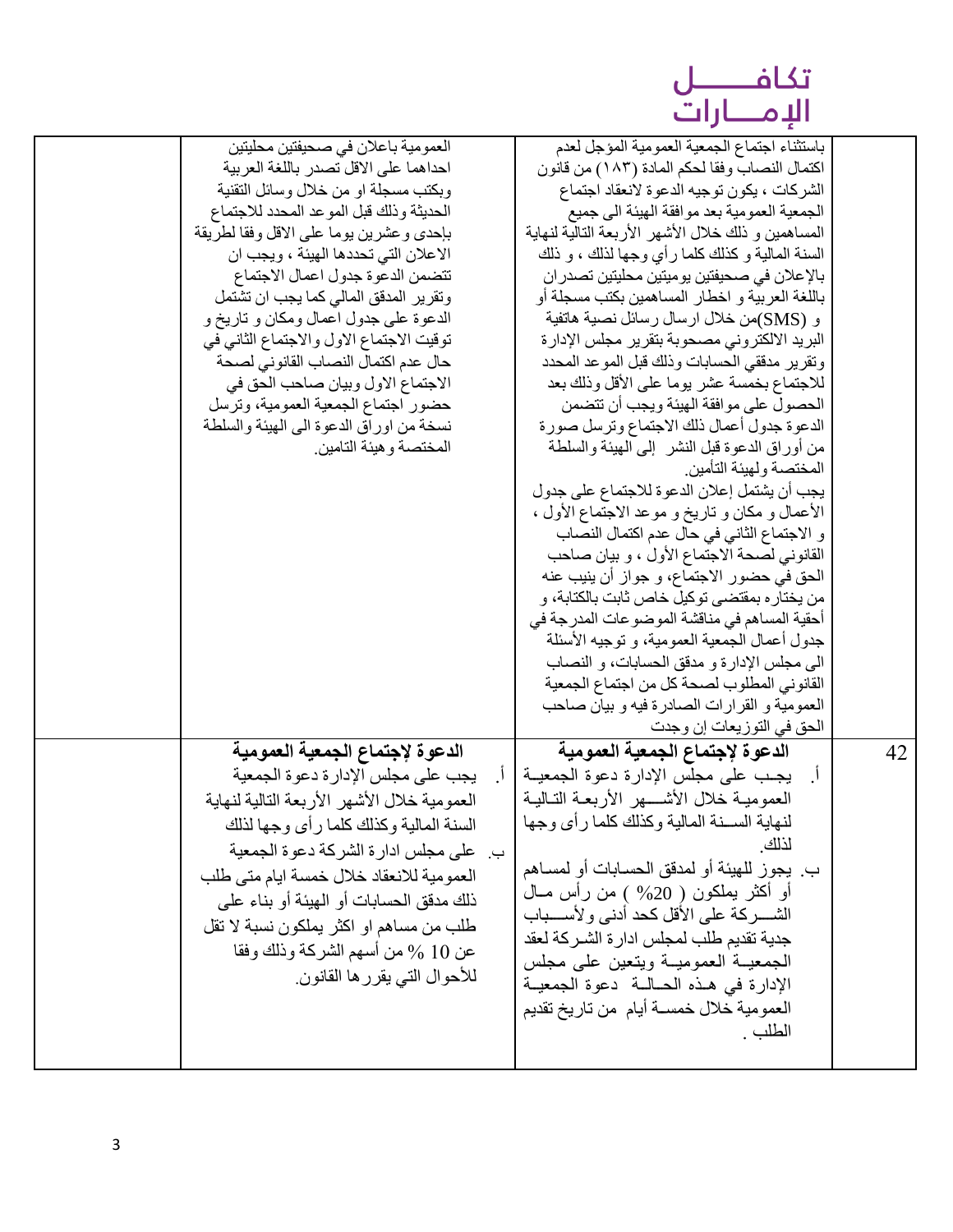| | | | |
|---|---|---|---|
| | باستثناء اجتماع الجمعية العمومية المؤجل لعدم اكتمال النصاب وفقا لحكم المادة (١٨٣) من قانون الشركات ، يكون توجيه الدعوة لانعقاد اجتماع الجمعية العمومية بعد موافقة الهيئة الى جميع المساهمين و ذلك خلال الأشهر الأربعة التالية لنهاية السنة المالية و كذلك كلما رأي وجها لذلك ، و ذلك بالإعلان في صحيفتين يوميتين محليتين تصدران باللغة العربية و اخطار المساهمين بكتب مسجلة أو و (SMS)من خلال ارسال رسائل نصية هاتفية البريد الالكتروني مصحوبة بتقرير مجلس الإدارة وتقرير مدققي الحسابات وذلك قبل الموعد المحدد للاجتماع بخمسة عشر يوما على الأقل وذلك بعد الحصول على موافقة الهيئة ويجب أن تتضمن الدعوة جدول أعمال ذلك الاجتماع وترسل صورة من أوراق الدعوة قبل النشر إلى الهيئة والسلطة المختصة ولهيئة التأمين.<br>يجب أن يشتمل إعلان الدعوة للاجتماع على جدول الأعمال و مكان و تاريخ و موعد الاجتماع الأول ، و الاجتماع الثاني في حال عدم اكتمال النصاب القانوني لصحة الاجتماع الأول ، و بيان صاحب الحق في حضور الاجتماع، و جواز أن ينيب عنه من يختاره بمقتضى توكيل خاص ثابت بالكتابة، و أحقية المساهم في مناقشة الموضوعات المدرجة في جدول أعمال الجمعية العمومية، و توجيه الأسئلة الى مجلس الإدارة و مدقق الحسابات، و النصاب القانوني المطلوب لصحة كل من اجتماع الجمعية العمومية و القرارات الصادرة فيه و بيان صاحب الحق في التوزيعات إن وجدت | العمومية باعلان في صحيفتين محليتين احداهما على الاقل تصدر باللغة العربية وبكتب مسجلة او من خلال وسائل التقنية الحديثة وذلك قبل الموعد المحدد للاجتماع بإحدى وعشرين يوما على الاقل وفقا لطريقة الاعلان التي تحددها الهيئة ، ويجب ان تتضمن الدعوة جدول اعمال الاجتماع وتقرير المدقق المالي كما يجب ان تشتمل الدعوة على جدول اعمال ومكان و تاريخ و توقيت الاجتماع الاول والاجتماع الثاني في حال عدم اكتمال النصاب القانوني لصحة الاجتماع الاول وبيان صاحب الحق في حضور اجتماع الجمعية العمومية، وترسل نسخة من اوراق الدعوة الى الهيئة والسلطة المختصة وهيئة التامين. | |
| 42 | **الدعوة لإجتماع الجمعية العمومية**<br>أ. يجب على مجلس الإدارة دعوة الجمعية العمومية خلال الأشهر الأربعة التالية لنهاية السنة المالية وكذلك كلما رأى وجها لذلك.<br>ب. يجوز للهيئة أو لمدقق الحسابات أو لمساهم أو أكثر يملكون ( 20% ) من رأس مال الشركة على الأقل كحد أدنى ولأسباب جدية تقديم طلب لمجلس ادارة الشركة لعقد الجمعية العمومية ويتعين على مجلس الإدارة في هذه الحالة دعوة الجمعية العمومية خلال خمسة أيام من تاريخ تقديم الطلب . | **الدعوة لإجتماع الجمعية العمومية**<br>أ. يجب على مجلس الإدارة دعوة الجمعية العمومية خلال الأشهر الأربعة التالية لنهاية السنة المالية وكذلك كلما رأى وجها لذلك<br>ب. على مجلس ادارة الشركة دعوة الجمعية العمومية للانعقاد خلال خمسة ايام متى طلب ذلك مدقق الحسابات أو الهيئة أو بناء على طلب من مساهم او اكثر يملكون نسبة لا تقل عن 10 % من أسهم الشركة وذلك وفقا للأحوال التي يقررها القانون. | |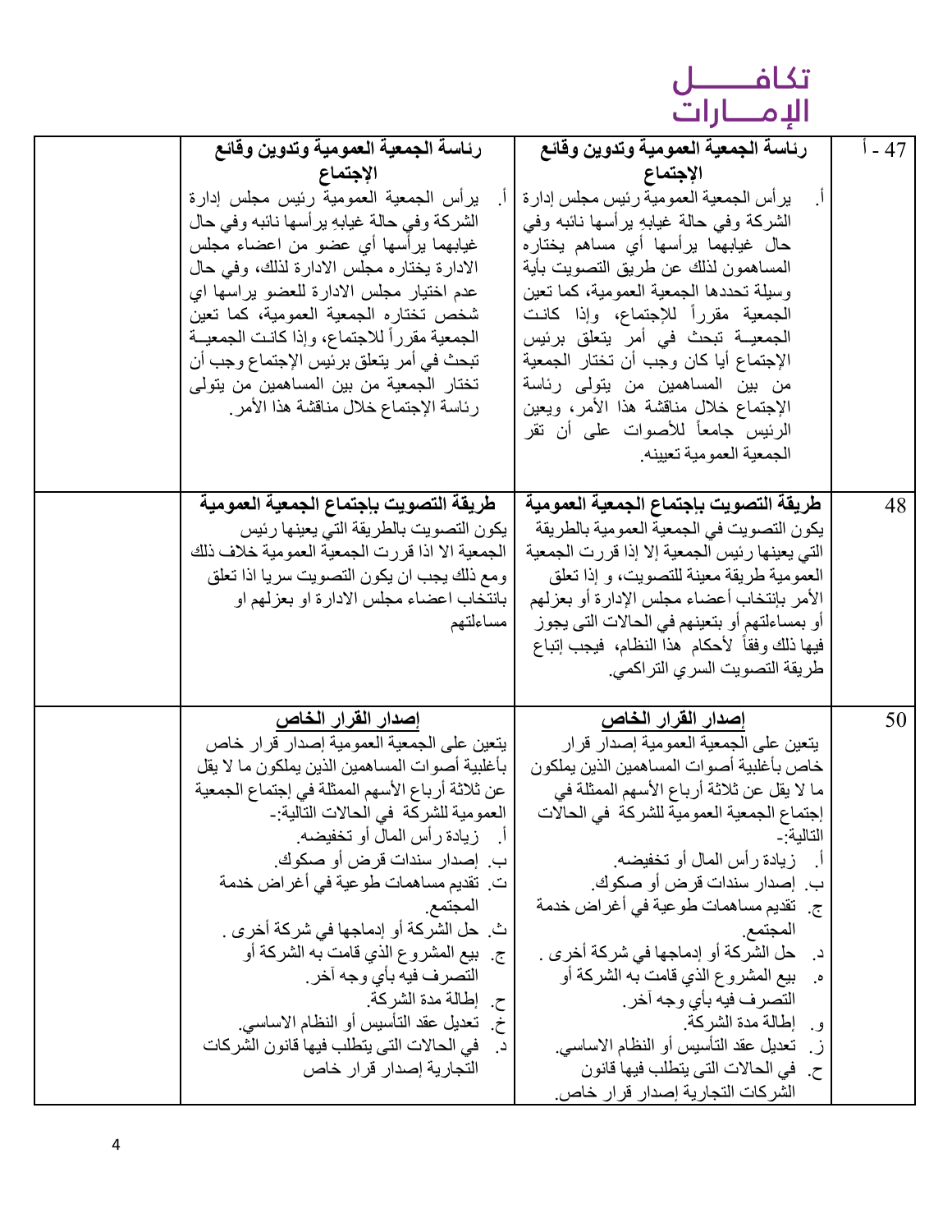| | | | |
|---|---|---|---|
| 47 - أ | **رئاسة الجمعية العمومية وتدوين وقائع الإجتماع**<br>أ. يرأس الجمعية العمومية رئيس مجلس إدارة الشركة وفي حالة غيابهِ يرأسها نائبه وفي حال غيابهما يرأسها أي مساهم يختاره المساهمون لذلك عن طريق التصويت بأية وسيلة تحددها الجمعية العمومية، كما تعين الجمعية مقرراً للإجتماع، وإذا كانت الجمعيـة تبحث في أمر يتعلق برئيس الإجتماع أيا كان وجب أن تختار الجمعية من بين المساهمين من يتولى رئاسة الإجتماع خلال مناقشة هذا الأمر، ويعين الرئيس جامعاً للأصوات على أن تقر الجمعية العمومية تعيينه. | **رئاسة الجمعية العمومية وتدوين وقائع الإجتماع**<br>أ. يرأس الجمعية العمومية رئيس مجلس إدارة الشركة وفي حالة غيابه يرأسها نائبه وفي حال غيابهما يرأسها أي عضو من اعضاء مجلس الادارة يختاره مجلس الادارة لذلك، وفي حال عدم اختيار مجلس الادارة للعضو يراسها اي شخص تختاره الجمعية العمومية، كما تعين الجمعية مقرراً للاجتماع، وإذا كانت الجمعيـة تبحث في أمر يتعلق برئيس الإجتماع وجب أن تختار الجمعية من بين المساهمين من يتولى رئاسة الإجتماع خلال مناقشة هذا الأمر. | |
| 48 | **طريقة التصويت بإجتماع الجمعية العمومية**<br>يكون التصويت في الجمعية العمومية بالطريقة التي يعينها رئيس الجمعية إلا إذا قررت الجمعية العمومية طريقة معينة للتصويت، و إذا تعلق الأمر بإنتخاب أعضاء مجلس الإدارة أو بعزلهم أو بمساءلتهم أو بتعينهم في الحالات التى يجوز فيها ذلك وفقاً لأحكام هذا النظام، فيجب إتباع طريقة التصويت السري التراكمي. | **طريقة التصويت بإجتماع الجمعية العمومية**<br>يكون التصويت بالطريقة التي يعينها رئيس الجمعية الا اذا قررت الجمعية العمومية خلاف ذلك ومع ذلك يجب ان يكون التصويت سريا اذا تعلق بانتخاب اعضاء مجلس الادارة او بعزلهم او مساءلتهم | |
| 50 | **إصدار القرار الخاص**<br>يتعين على الجمعية العمومية إصدار قرار خاص بأغلبية أصوات المساهمين الذين يملكون ما لا يقل عن ثلاثة أرباع الأسهم الممثلة في إجتماع الجمعية العمومية للشركة في الحالات التالية:-<br>أ. زيادة رأس المال أو تخفيضه.<br>ب. إصدار سندات قرض أو صكوك.<br>ج. تقديم مساهمات طوعية في أغراض خدمة المجتمع.<br>د. حل الشركة أو إدماجها في شركة أخرى .<br>ه. بيع المشروع الذي قامت به الشركة أو التصرف فيه بأي وجه آخر.<br>و. إطالة مدة الشركة.<br>ز. تعديل عقد التأسيس أو النظام الاساسي.<br>ح. في الحالات التى يتطلب فيها قانون الشركات التجارية إصدار قرار خاص. | **إصدار القرار الخاص**<br>يتعين على الجمعية العمومية إصدار قرار خاص بأغلبية أصوات المساهمين الذين يملكون ما لا يقل عن ثلاثة أرباع الأسهم الممثلة في إجتماع الجمعية العمومية للشركة في الحالات التالية:-<br>أ. زيادة رأس المال أو تخفيضه.<br>ب. إصدار سندات قرض أو صكوك.<br>ت. تقديم مساهمات طوعية في أغراض خدمة المجتمع.<br>ث. حل الشركة أو إدماجها في شركة أخرى .<br>ج. بيع المشروع الذي قامت به الشركة أو التصرف فيه بأي وجه آخر.<br>ح. إطالة مدة الشركة.<br>خ. تعديل عقد التأسيس أو النظام الاساسي.<br>د. في الحالات التى يتطلب فيها قانون الشركات التجارية إصدار قرار خاص | |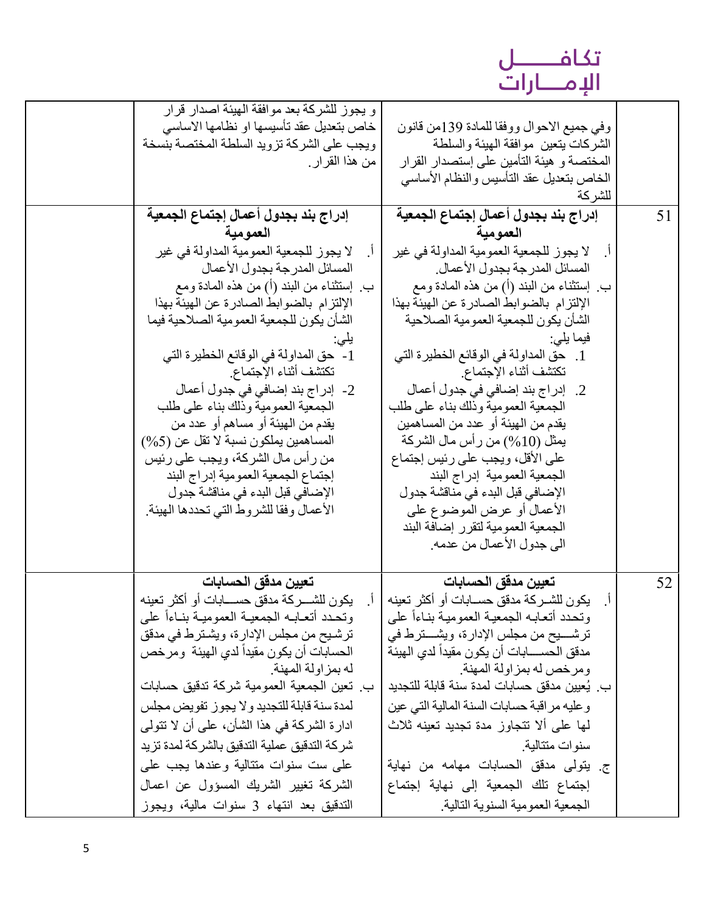| | | | |
|---|---|---|---|
| | وفي جميع الاحوال ووفقا للمادة 139من قانون الشركات يتعين موافقة الهيئة والسلطة المختصة و هيئة التأمين على إستصدار القرار الخاص بتعديل عقد التأسيس والنظام الأساسي للشركة | و يجوز للشركة بعد موافقة الهيئة اصدار قرار خاص بتعديل عقد تأسيسها او نظامها الاساسي ويجب على الشركة تزويد السلطة المختصة بنسخة من هذا القرار. | |
| 51 | **إدراج بند بجدول أعمال إجتماع الجمعية العمومية**<br>أ. لا يجوز للجمعية العمومية المداولة في غير المسائل المدرجة بجدول الأعمال.<br>ب. إستثناء من البند (أ) من هذه المادة ومع الإلتزام بالضوابط الصادرة عن الهيئة بهذا الشأن يكون للجمعية العمومية الصلاحية فيما يلي:<br>1. حق المداولة في الوقائع الخطيرة التي تكتشف أثناء الإجتماع.<br>2. إدراج بند إضافي في جدول أعمال الجمعية العمومية وذلك بناء على طلب يقدم من الهيئة أو عدد من المساهمين يمثل (10%) من رأس مال الشركة على الأقل، ويجب على رئيس إجتماع الجمعية العمومية إدراج البند الإضافي قبل البدء في مناقشة جدول الأعمال أو عرض الموضوع على الجمعية العمومية لتقرر إضافة البند الى جدول الأعمال من عدمه. | **إدراج بند بجدول أعمال إجتماع الجمعية العمومية**<br>أ. لا يجوز للجمعية العمومية المداولة في غير المسائل المدرجة بجدول الأعمال<br>ب. إستثناء من البند (أ) من هذه المادة ومع الإلتزام بالضوابط الصادرة عن الهيئة بهذا الشأن يكون للجمعية العمومية الصلاحية فيما يلي:<br>1- حق المداولة في الوقائع الخطيرة التي تكتشف أثناء الإجتماع.<br>2- إدراج بند إضافي في جدول أعمال الجمعية العمومية وذلك بناء على طلب يقدم من الهيئة أو مساهم أو عدد من المساهمين يملكون نسبة لا تقل عن (5%) من رأس مال الشركة، ويجب على رئيس إجتماع الجمعية العمومية إدراج البند الإضافي قبل البدء في مناقشة جدول الأعمال وفقا للشروط التي تحددها الهيئة. | |
| 52 | **تعيين مدقق الحسابات**<br>أ. يكون للشركة مدقق حسابات أو أكثر تعينه وتحدد أتعابه الجمعية العمومية بناءاً على ترشيح من مجلس الإدارة، ويشترط في مدقق الحسابات أن يكون مقيداً لدي الهيئة ومرخص له بمزاولة المهنة.<br>ب. يُعيين مدقق حسابات لمدة سنة قابلة للتجديد وعليه مراقبة حسابات السنة المالية التي عين لها على ألا تتجاوز مدة تجديد تعينه ثلاث سنوات متتالية.<br>ج. يتولى مدقق الحسابات مهامه من نهاية إجتماع تلك الجمعية إلى نهاية إجتماع الجمعية العمومية السنوية التالية. | **تعيين مدقق الحسابات**<br>أ. يكون للشركة مدقق حسابات أو أكثر تعينه وتحدد أتعابه الجمعية العمومية بناءاً على ترشيح من مجلس الإدارة، ويشترط في مدقق الحسابات أن يكون مقيداً لدي الهيئة ومرخص له بمزاولة المهنة.<br>ب. تعين الجمعية العمومية شركة تدقيق حسابات لمدة سنة قابلة للتجديد ولا يجوز تفويض مجلس ادارة الشركة في هذا الشأن، على أن لا تتولى شركة التدقيق عملية التدقيق بالشركة لمدة تزيد على ست سنوات متتالية وعندها يجب على الشركة تغيير الشريك المسؤول عن اعمال التدقيق بعد انتهاء 3 سنوات مالية، ويجوز | |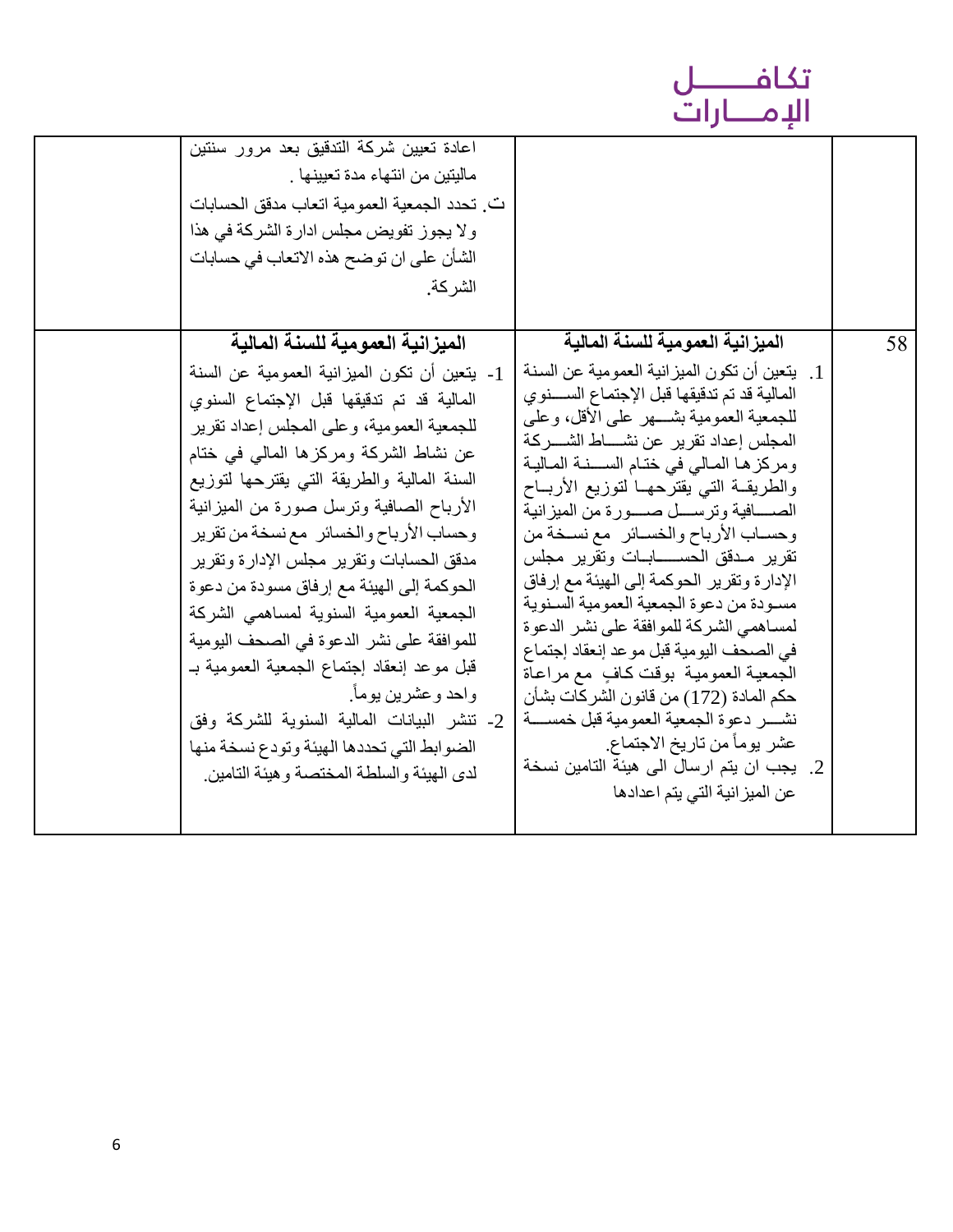| | | | |
|---|---|---|---|
| | | اعادة تعيين شركة التدقيق بعد مرور سنتين ماليتين من انتهاء مدة تعيينها .<br>ت. تحدد الجمعية العمومية اتعاب مدقق الحسابات ولا يجوز تفويض مجلس ادارة الشركة في هذا الشأن على ان توضح هذه الاتعاب في حسابات الشركة. | |
| 58 | **الميزانية العمومية للسنة المالية**<br>1. يتعين أن تكون الميزانية العمومية عن السنة المالية قد تم تدقيقها قبل الإجتماع السنوي للجمعية العمومية بشهر على الأقل، وعلى المجلس إعداد تقرير عن نشاط الشركة ومركزها المالي في ختام السنة المالية والطريقة التي يقترحها لتوزيع الأرباح الصافية وترسل صورة من الميزانية وحساب الأرباح والخسائر مع نسخة من تقرير مدقق الحسابات وتقرير مجلس الإدارة وتقرير الحوكمة إلى الهيئة مع إرفاق مسودة من دعوة الجمعية العمومية السنوية لمساهمي الشركة للموافقة على نشر الدعوة في الصحف اليومية قبل موعد إنعقاد إجتماع الجمعية العمومية بوقت كافٍ مع مراعاة حكم المادة (172) من قانون الشركات بشأن نشر دعوة الجمعية العمومية قبل خمسة عشر يوماً من تاريخ الاجتماع.<br>2. يجب ان يتم ارسال الى هيئة التامين نسخة عن الميزانية التي يتم اعدادها | **الميزانية العمومية للسنة المالية**<br>1- يتعين أن تكون الميزانية العمومية عن السنة المالية قد تم تدقيقها قبل الإجتماع السنوي للجمعية العمومية، وعلى المجلس إعداد تقرير عن نشاط الشركة ومركزها المالي في ختام السنة المالية والطريقة التي يقترحها لتوزيع الأرباح الصافية وترسل صورة من الميزانية وحساب الأرباح والخسائر مع نسخة من تقرير مدقق الحسابات وتقرير مجلس الإدارة وتقرير الحوكمة إلى الهيئة مع إرفاق مسودة من دعوة الجمعية العمومية السنوية لمساهمي الشركة للموافقة على نشر الدعوة في الصحف اليومية قبل موعد إنعقاد إجتماع الجمعية العمومية بـ واحد وعشرين يوماً.<br>2- تنشر البيانات المالية السنوية للشركة وفق الضوابط التي تحددها الهيئة وتودع نسخة منها لدى الهيئة والسلطة المختصة وهيئة التامين. | |